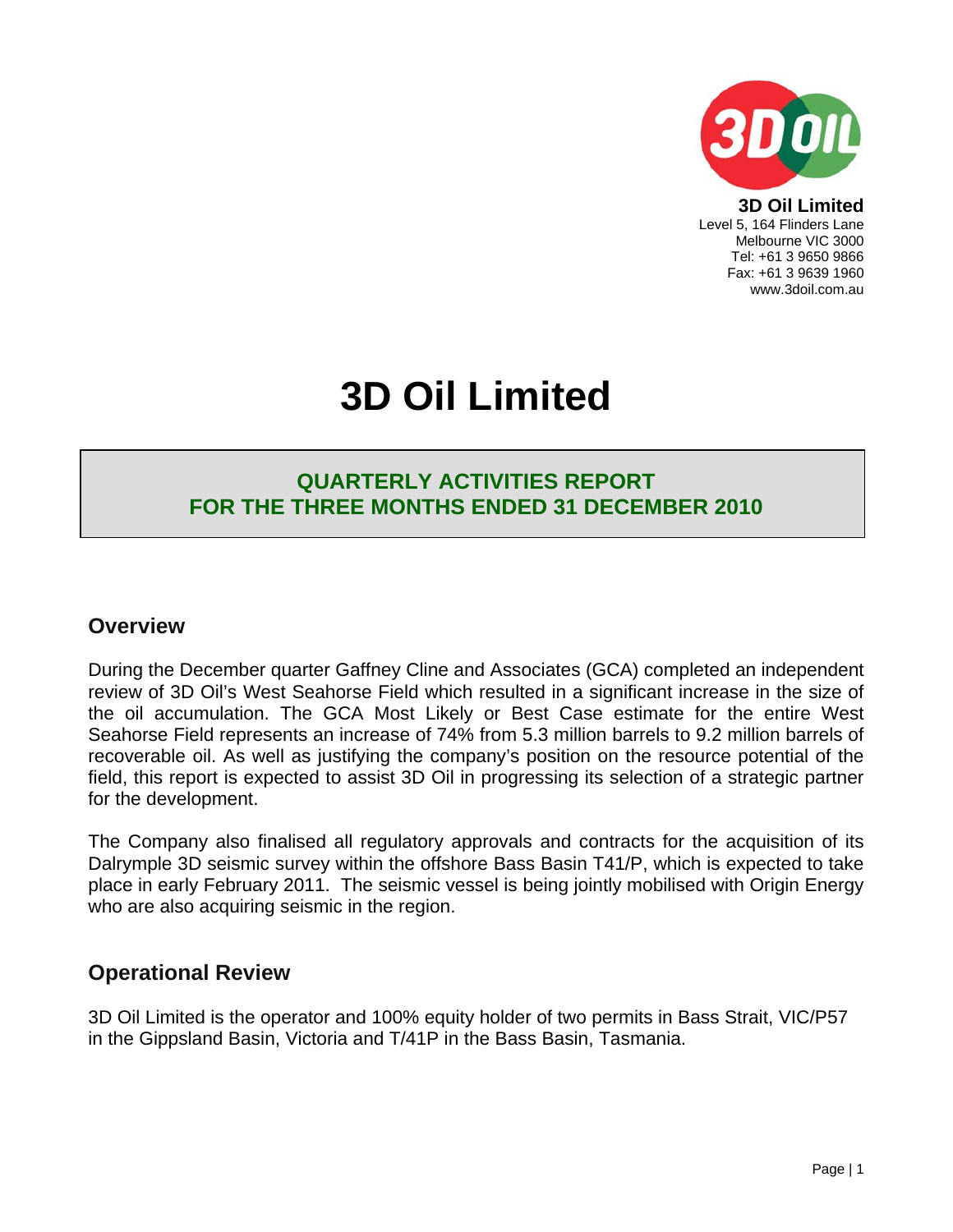**3D Oil Limited**
Level 5, 164 Flinders Lane
Melbourne VIC 3000
Tel: +61 3 9650 9866
Fax: +61 3 9639 1960
www.3doil.com.au

# 3D Oil Limited

## QUARTERLY ACTIVITIES REPORT FOR THE THREE MONTHS ENDED 31 DECEMBER 2010

## Overview

During the December quarter Gaffney Cline and Associates (GCA) completed an independent review of 3D Oil's West Seahorse Field which resulted in a significant increase in the size of the oil accumulation. The GCA Most Likely or Best Case estimate for the entire West Seahorse Field represents an increase of 74% from 5.3 million barrels to 9.2 million barrels of recoverable oil. As well as justifying the company's position on the resource potential of the field, this report is expected to assist 3D Oil in progressing its selection of a strategic partner for the development.

The Company also finalised all regulatory approvals and contracts for the acquisition of its Dalrymple 3D seismic survey within the offshore Bass Basin T41/P, which is expected to take place in early February 2011. The seismic vessel is being jointly mobilised with Origin Energy who are also acquiring seismic in the region.

## Operational Review

3D Oil Limited is the operator and 100% equity holder of two permits in Bass Strait, VIC/P57 in the Gippsland Basin, Victoria and T/41P in the Bass Basin, Tasmania.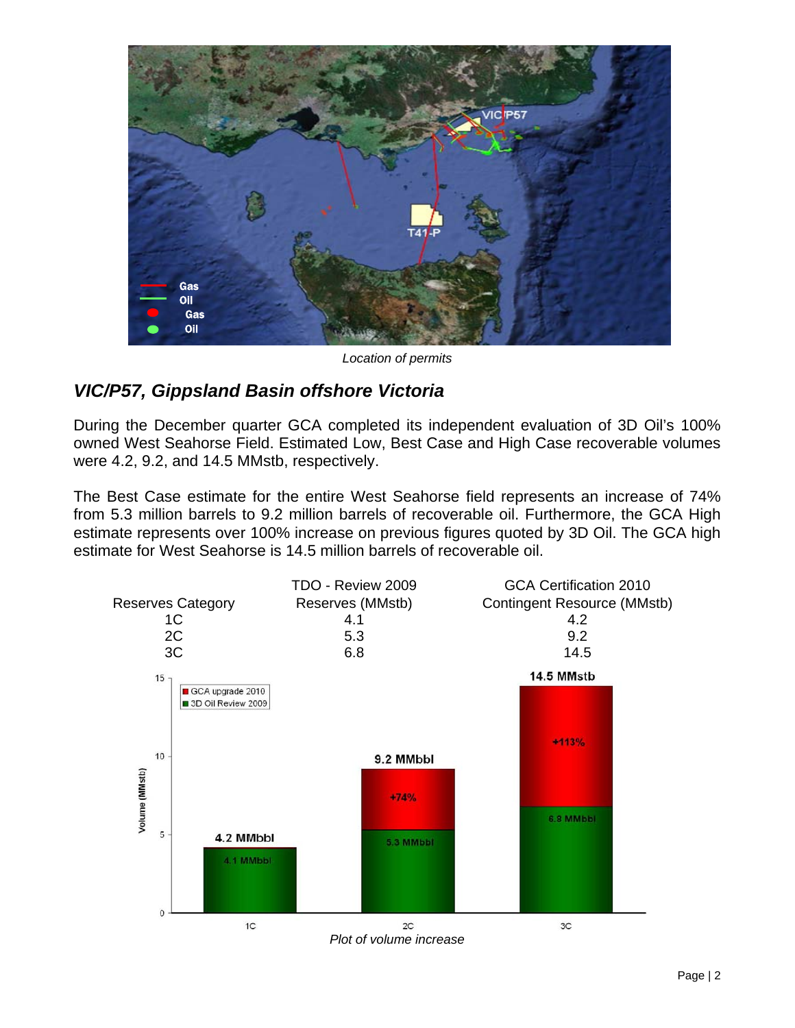*Location of permits*

## *VIC/P57, Gippsland Basin offshore Victoria*

During the December quarter GCA completed its independent evaluation of 3D Oil's 100% owned West Seahorse Field. Estimated Low, Best Case and High Case recoverable volumes were 4.2, 9.2, and 14.5 MMstb, respectively.

The Best Case estimate for the entire West Seahorse field represents an increase of 74% from 5.3 million barrels to 9.2 million barrels of recoverable oil. Furthermore, the GCA High estimate represents over 100% increase on previous figures quoted by 3D Oil. The GCA high estimate for West Seahorse is 14.5 million barrels of recoverable oil.

| Reserves Category | TDO - Review 2009 Reserves (MMstb) | GCA Certification 2010 Contingent Resource (MMstb) |
|---|---|---|
| 1C | 4.1 | 4.2 |
| 2C | 5.3 | 9.2 |
| 3C | 6.8 | 14.5 |

*Plot of volume increase*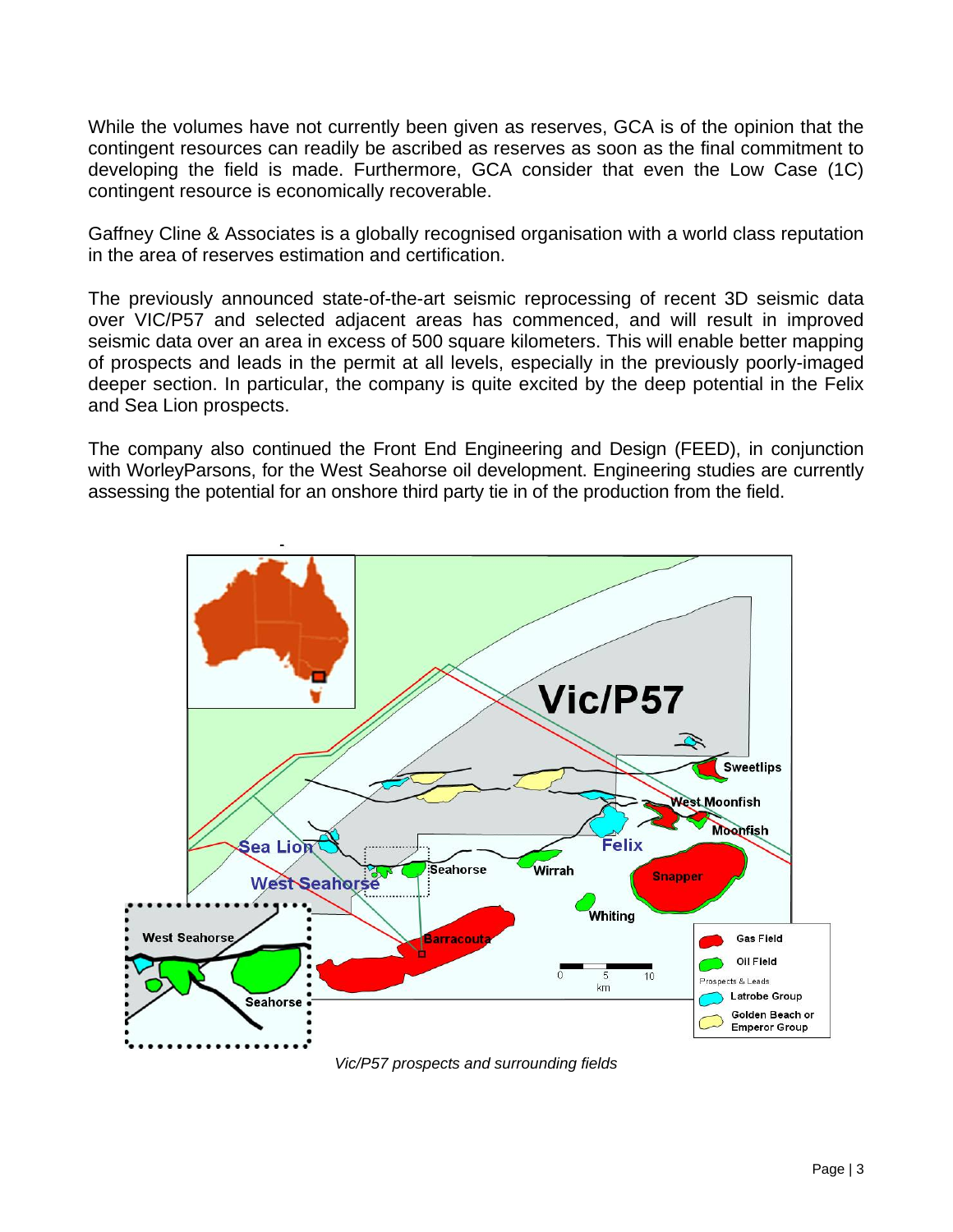While the volumes have not currently been given as reserves, GCA is of the opinion that the contingent resources can readily be ascribed as reserves as soon as the final commitment to developing the field is made. Furthermore, GCA consider that even the Low Case (1C) contingent resource is economically recoverable.

Gaffney Cline & Associates is a globally recognised organisation with a world class reputation in the area of reserves estimation and certification.

The previously announced state-of-the-art seismic reprocessing of recent 3D seismic data over VIC/P57 and selected adjacent areas has commenced, and will result in improved seismic data over an area in excess of 500 square kilometers. This will enable better mapping of prospects and leads in the permit at all levels, especially in the previously poorly-imaged deeper section. In particular, the company is quite excited by the deep potential in the Felix and Sea Lion prospects.

The company also continued the Front End Engineering and Design (FEED), in conjunction with WorleyParsons, for the West Seahorse oil development. Engineering studies are currently assessing the potential for an onshore third party tie in of the production from the field.

*Vic/P57 prospects and surrounding fields*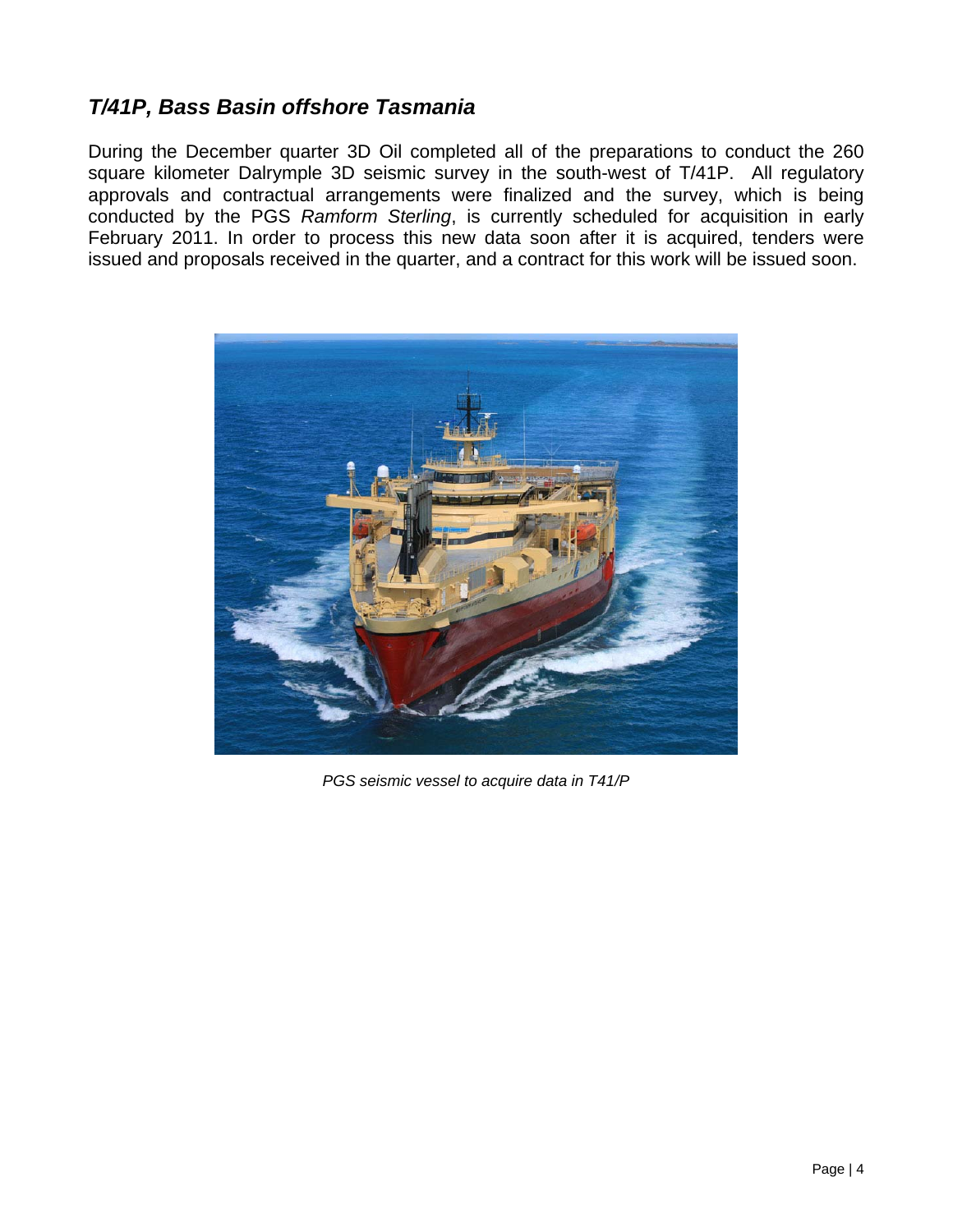## *T/41P, Bass Basin offshore Tasmania*

During the December quarter 3D Oil completed all of the preparations to conduct the 260 square kilometer Dalrymple 3D seismic survey in the south-west of T/41P. All regulatory approvals and contractual arrangements were finalized and the survey, which is being conducted by the PGS *Ramform Sterling*, is currently scheduled for acquisition in early February 2011. In order to process this new data soon after it is acquired, tenders were issued and proposals received in the quarter, and a contract for this work will be issued soon.

*PGS seismic vessel to acquire data in T41/P*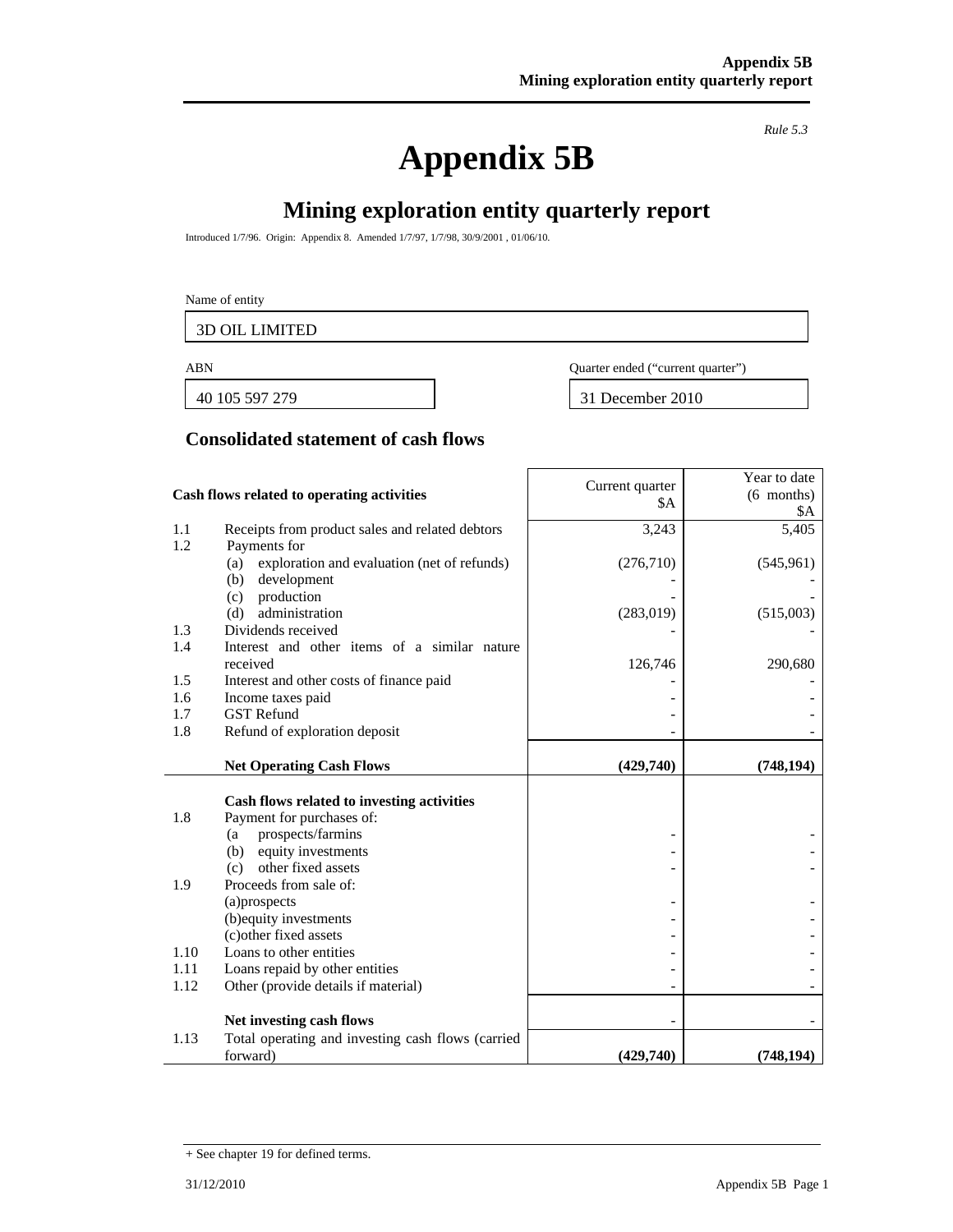*Rule 5.3*

# Appendix 5B

## Mining exploration entity quarterly report

Introduced 1/7/96. Origin: Appendix 8. Amended 1/7/97, 1/7/98, 30/9/2001 , 01/06/10.

Name of entity

| 3D OIL LIMITED |
|---|

| ABN | Quarter ended ("current quarter") |
|---|---|
| 40 105 597 279 | 31 December 2010 |

## Consolidated statement of cash flows

| | Cash flows related to operating activities | Current quarter $A | Year to date (6 months) $A |
|---|---|---|---|
| 1.1 | Receipts from product sales and related debtors | 3,243 | 5,405 |
| 1.2 | Payments for | | |
| | (a) exploration and evaluation (net of refunds) | (276,710) | (545,961) |
| | (b) development | - | - |
| | (c) production | - | - |
| | (d) administration | (283,019) | (515,003) |
| 1.3 | Dividends received | - | - |
| 1.4 | Interest and other items of a similar nature received | 126,746 | 290,680 |
| 1.5 | Interest and other costs of finance paid | - | - |
| 1.6 | Income taxes paid | - | - |
| 1.7 | GST Refund | - | - |
| 1.8 | Refund of exploration deposit | - | - |
| | **Net Operating Cash Flows** | **(429,740)** | **(748,194)** |
| | **Cash flows related to investing activities** | | |
| 1.8 | Payment for purchases of: | | |
| | (a prospects/farmins | - | - |
| | (b) equity investments | - | - |
| | (c) other fixed assets | - | - |
| 1.9 | Proceeds from sale of: | | |
| | (a)prospects | - | - |
| | (b)equity investments | - | - |
| | (c)other fixed assets | - | - |
| 1.10 | Loans to other entities | - | - |
| 1.11 | Loans repaid by other entities | - | - |
| 1.12 | Other (provide details if material) | - | - |
| | **Net investing cash flows** | - | - |
| 1.13 | Total operating and investing cash flows (carried forward) | **(429,740)** | **(748,194)** |

+ See chapter 19 for defined terms.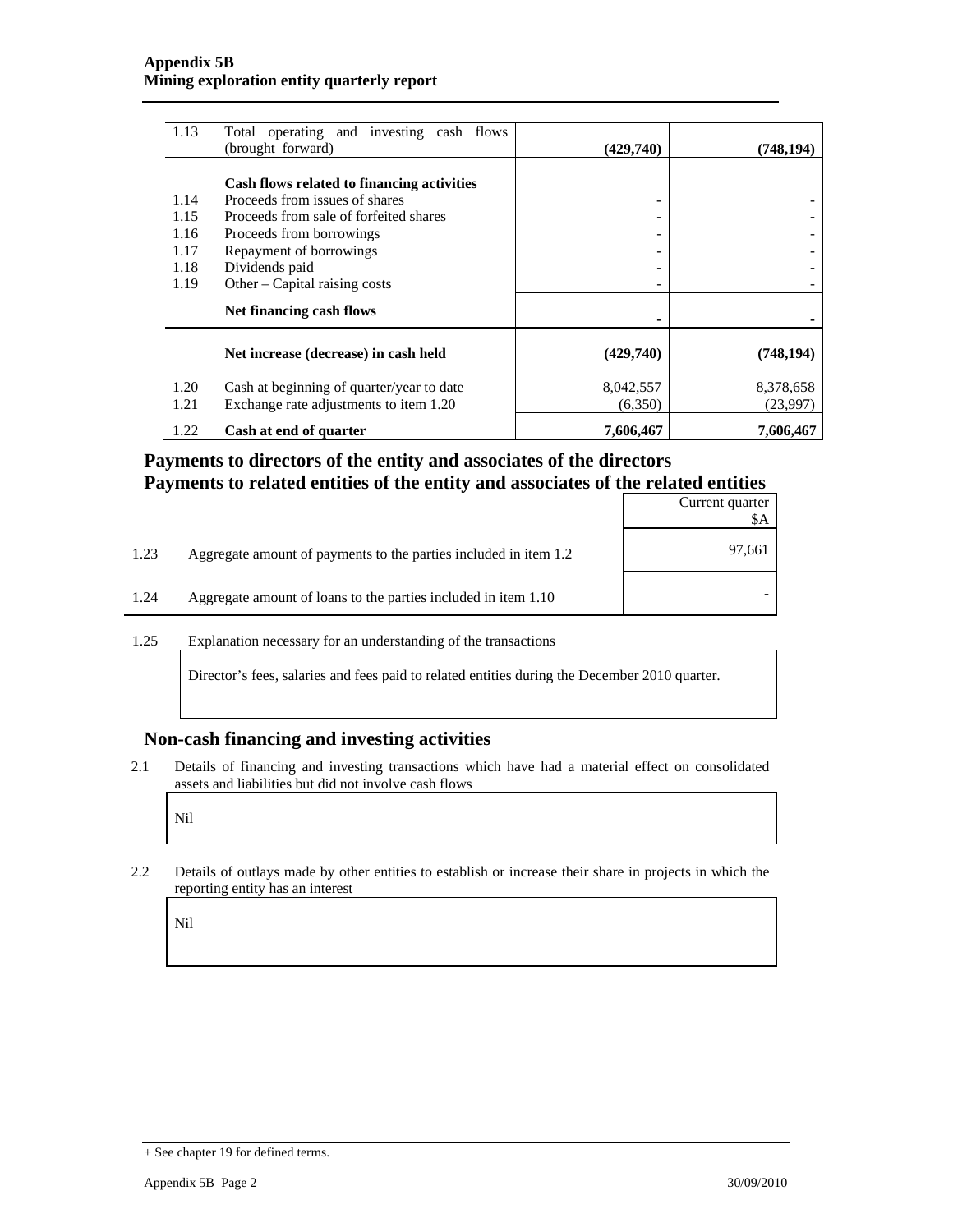| | | | |
|---|---|---|---|
| 1.13 | Total operating and investing cash flows (brought forward) | **(429,740)** | **(748,194)** |
| | **Cash flows related to financing activities** | | |
| 1.14 | Proceeds from issues of shares | - | - |
| 1.15 | Proceeds from sale of forfeited shares | - | - |
| 1.16 | Proceeds from borrowings | - | - |
| 1.17 | Repayment of borrowings | - | - |
| 1.18 | Dividends paid | - | - |
| 1.19 | Other – Capital raising costs | - | - |
| | **Net financing cash flows** | **-** | **-** |
| | **Net increase (decrease) in cash held** | **(429,740)** | **(748,194)** |
| 1.20 | Cash at beginning of quarter/year to date | 8,042,557 | 8,378,658 |
| 1.21 | Exchange rate adjustments to item 1.20 | (6,350) | (23,997) |
| 1.22 | **Cash at end of quarter** | **7,606,467** | **7,606,467** |

## Payments to directors of the entity and associates of the directors Payments to related entities of the entity and associates of the related entities

| | | Current quarter $A |
|---|---|---|
| 1.23 | Aggregate amount of payments to the parties included in item 1.2 | 97,661 |
| 1.24 | Aggregate amount of loans to the parties included in item 1.10 | - |

1.25 Explanation necessary for an understanding of the transactions

Director's fees, salaries and fees paid to related entities during the December 2010 quarter.

## Non-cash financing and investing activities

2.1 Details of financing and investing transactions which have had a material effect on consolidated assets and liabilities but did not involve cash flows

Nil

2.2 Details of outlays made by other entities to establish or increase their share in projects in which the reporting entity has an interest

Nil

+ See chapter 19 for defined terms.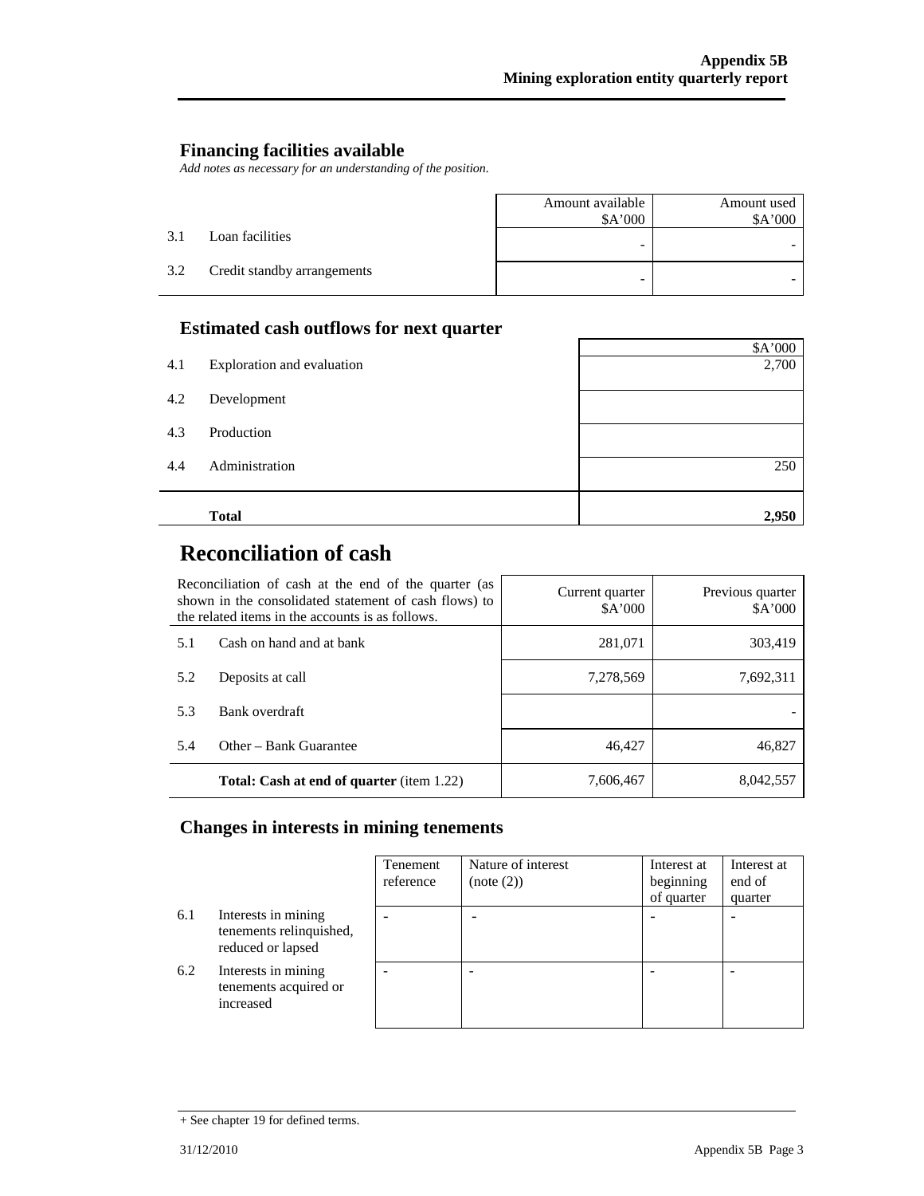## Financing facilities available

*Add notes as necessary for an understanding of the position.*

| | | Amount available $A'000 | Amount used $A'000 |
|---|---|---|---|
| 3.1 | Loan facilities | - | - |
| 3.2 | Credit standby arrangements | - | - |

## Estimated cash outflows for next quarter

| | | $A'000 |
|---|---|---|
| 4.1 | Exploration and evaluation | 2,700 |
| 4.2 | Development | |
| 4.3 | Production | |
| 4.4 | Administration | 250 |
| | **Total** | **2,950** |

# Reconciliation of cash

| Reconciliation of cash at the end of the quarter (as shown in the consolidated statement of cash flows) to the related items in the accounts is as follows. | | Current quarter $A'000 | Previous quarter $A'000 |
|---|---|---|---|
| 5.1 | Cash on hand and at bank | 281,071 | 303,419 |
| 5.2 | Deposits at call | 7,278,569 | 7,692,311 |
| 5.3 | Bank overdraft | | - |
| 5.4 | Other – Bank Guarantee | 46,427 | 46,827 |
| | **Total: Cash at end of quarter** (item 1.22) | 7,606,467 | 8,042,557 |

## Changes in interests in mining tenements

| | | Tenement reference | Nature of interest (note (2)) | Interest at beginning of quarter | Interest at end of quarter |
|---|---|---|---|---|---|
| 6.1 | Interests in mining tenements relinquished, reduced or lapsed | - | - | - | - |
| 6.2 | Interests in mining tenements acquired or increased | - | - | - | - |

+ See chapter 19 for defined terms.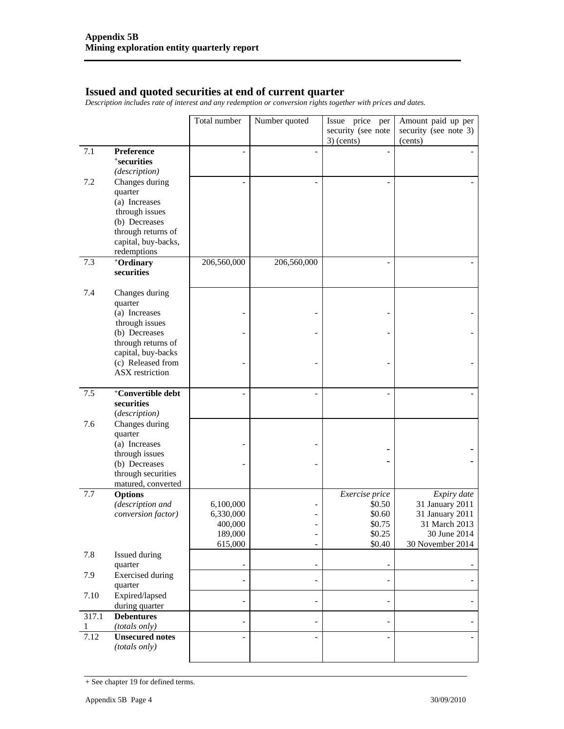## Issued and quoted securities at end of current quarter

*Description includes rate of interest and any redemption or conversion rights together with prices and dates.*

| | | Total number | Number quoted | Issue price per security (see note 3) (cents) | Amount paid up per security (see note 3) (cents) |
|---|---|---|---|---|---|
| 7.1 | **Preference +securities** *(description)* | - | - | - | - |
| 7.2 | Changes during quarter (a) Increases through issues (b) Decreases through returns of capital, buy-backs, redemptions | - | - | - | - |
| 7.3 | **+Ordinary securities** | 206,560,000 | 206,560,000 | - | - |
| 7.4 | Changes during quarter (a) Increases through issues | - | - | - | - |
| | (b) Decreases through returns of capital, buy-backs | - | - | - | - |
| | (c) Released from ASX restriction | - | - | - | - |
| 7.5 | **+Convertible debt securities** *(description)* | - | - | - | - |
| 7.6 | Changes during quarter (a) Increases through issues | - | - | - | - |
| | (b) Decreases through securities matured, converted | - | - | - | - |
| 7.7 | **Options** *(description and conversion factor)* | | | *Exercise price* | *Expiry date* |
| | | 6,100,000 | - | $0.50 | 31 January 2011 |
| | | 6,330,000 | - | $0.60 | 31 January 2011 |
| | | 400,000 | - | $0.75 | 31 March 2013 |
| | | 189,000 | - | $0.25 | 30 June 2014 |
| | | 615,000 | - | $0.40 | 30 November 2014 |
| 7.8 | Issued during quarter | - | - | - | - |
| 7.9 | Exercised during quarter | - | - | - | - |
| 7.10 | Expired/lapsed during quarter | - | - | - | - |
| 317.11 | **Debentures** *(totals only)* | - | - | - | - |
| 7.12 | **Unsecured notes** *(totals only)* | - | - | - | - |

+ See chapter 19 for defined terms.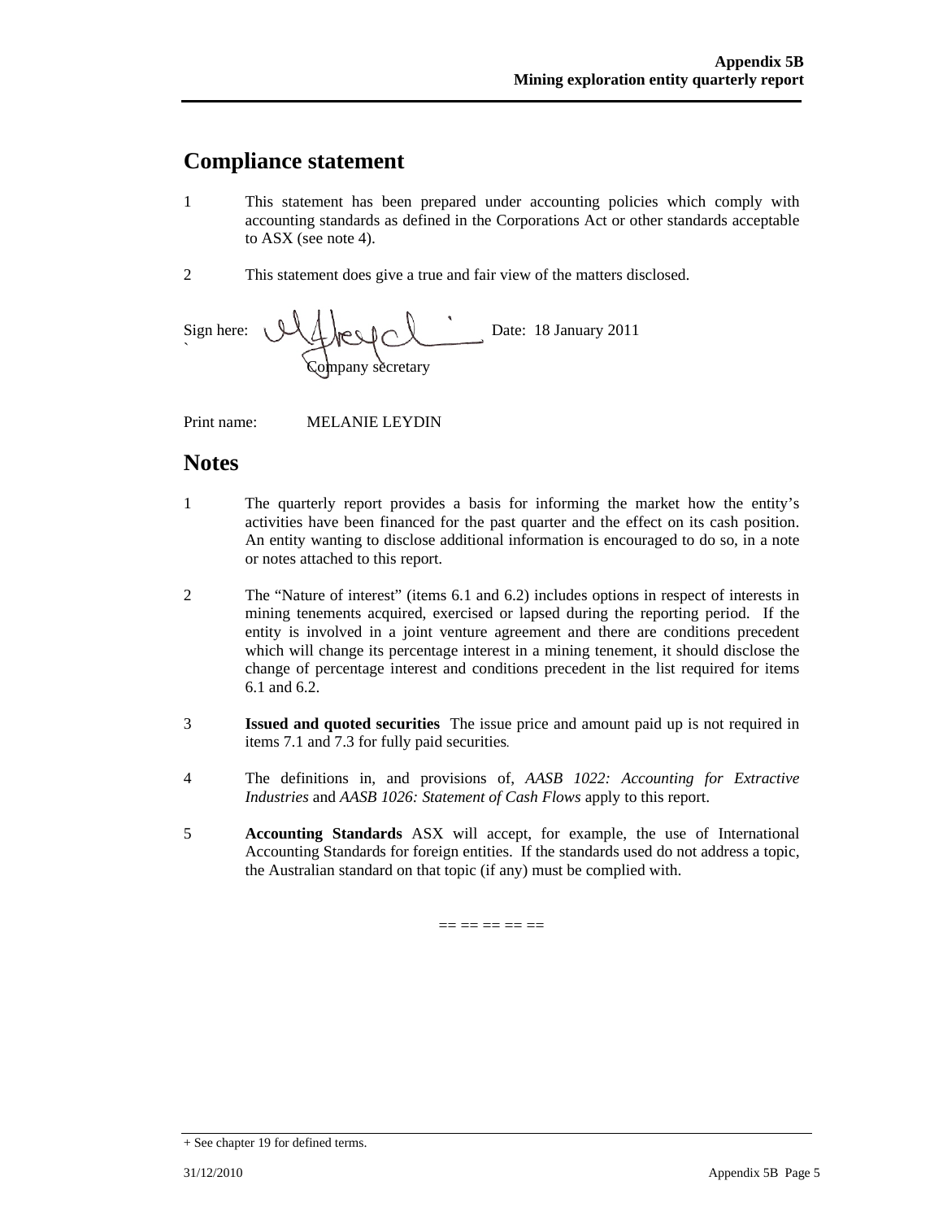## Compliance statement

1 This statement has been prepared under accounting policies which comply with accounting standards as defined in the Corporations Act or other standards acceptable to ASX (see note 4).

2 This statement does give a true and fair view of the matters disclosed.

Sign here: ............................................................ Date: 18 January 2011
Company secretary

Print name: MELANIE LEYDIN

## Notes

1 The quarterly report provides a basis for informing the market how the entity's activities have been financed for the past quarter and the effect on its cash position. An entity wanting to disclose additional information is encouraged to do so, in a note or notes attached to this report.

2 The "Nature of interest" (items 6.1 and 6.2) includes options in respect of interests in mining tenements acquired, exercised or lapsed during the reporting period. If the entity is involved in a joint venture agreement and there are conditions precedent which will change its percentage interest in a mining tenement, it should disclose the change of percentage interest and conditions precedent in the list required for items 6.1 and 6.2.

3 **Issued and quoted securities** The issue price and amount paid up is not required in items 7.1 and 7.3 for fully paid securities.

4 The definitions in, and provisions of, *AASB 1022: Accounting for Extractive Industries* and *AASB 1026: Statement of Cash Flows* apply to this report.

5 **Accounting Standards** ASX will accept, for example, the use of International Accounting Standards for foreign entities. If the standards used do not address a topic, the Australian standard on that topic (if any) must be complied with.

== == == == ==

+ See chapter 19 for defined terms.